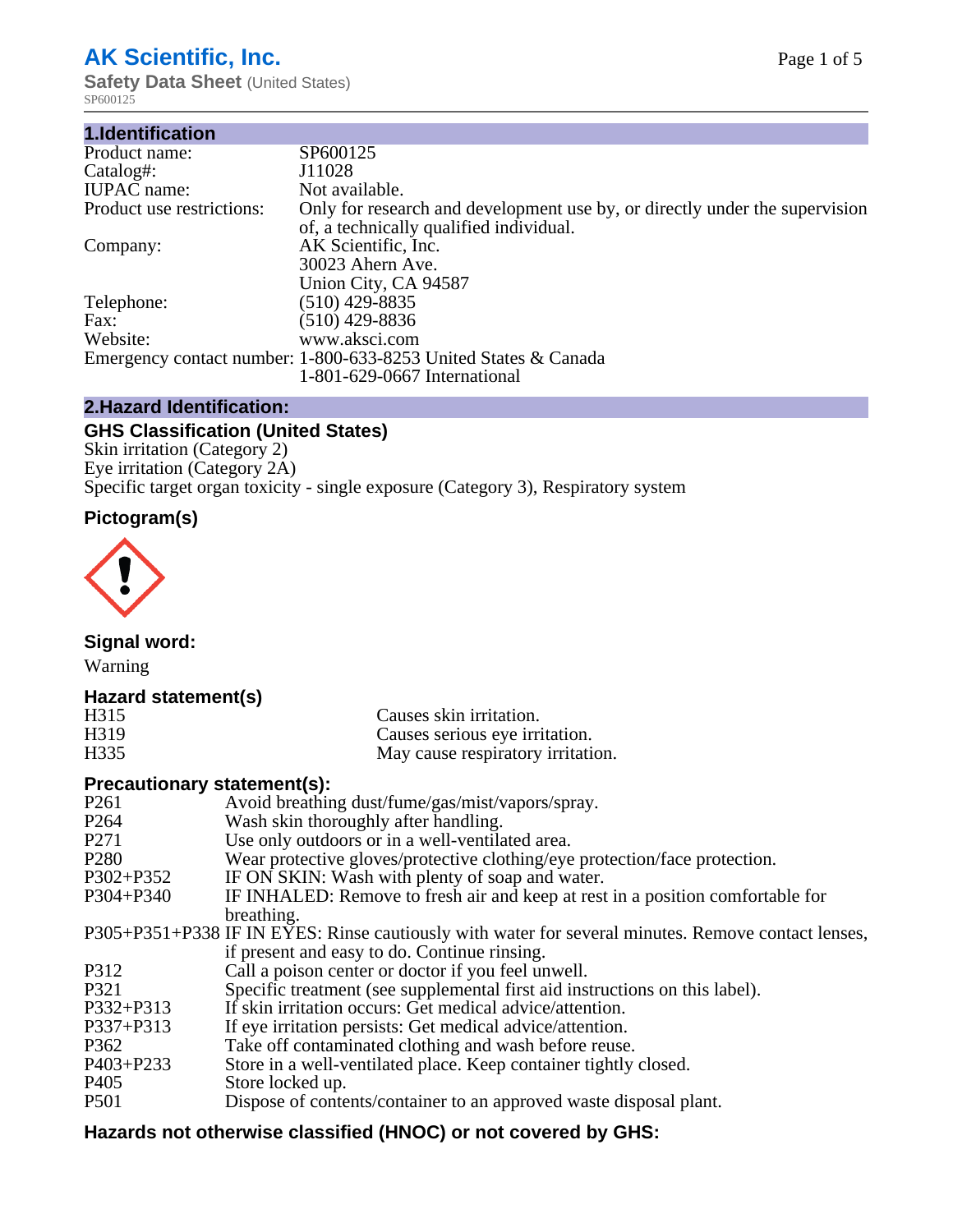# AK Scientific, Inc.

**Safety Data Sheet** (United States)
SP600125

## 1.Identification

| | |
|---|---|
| Product name: | SP600125 |
| Catalog#: | J11028 |
| IUPAC name: | Not available. |
| Product use restrictions: | Only for research and development use by, or directly under the supervision of, a technically qualified individual. |
| Company: | AK Scientific, Inc.<br>30023 Ahern Ave.<br>Union City, CA 94587 |
| Telephone: | (510) 429-8835 |
| Fax: | (510) 429-8836 |
| Website: | www.aksci.com |
| Emergency contact number: | 1-800-633-8253 United States & Canada<br>1-801-629-0667 International |

## 2.Hazard Identification:

### GHS Classification (United States)

Skin irritation (Category 2)
Eye irritation (Category 2A)
Specific target organ toxicity - single exposure (Category 3), Respiratory system

### Pictogram(s)

### Signal word:

Warning

### Hazard statement(s)

| | |
|---|---|
| H315 | Causes skin irritation. |
| H319 | Causes serious eye irritation. |
| H335 | May cause respiratory irritation. |

### Precautionary statement(s):

| | |
|---|---|
| P261 | Avoid breathing dust/fume/gas/mist/vapors/spray. |
| P264 | Wash skin thoroughly after handling. |
| P271 | Use only outdoors or in a well-ventilated area. |
| P280 | Wear protective gloves/protective clothing/eye protection/face protection. |
| P302+P352 | IF ON SKIN: Wash with plenty of soap and water. |
| P304+P340 | IF INHALED: Remove to fresh air and keep at rest in a position comfortable for breathing. |
| P305+P351+P338 | IF IN EYES: Rinse cautiously with water for several minutes. Remove contact lenses, if present and easy to do. Continue rinsing. |
| P312 | Call a poison center or doctor if you feel unwell. |
| P321 | Specific treatment (see supplemental first aid instructions on this label). |
| P332+P313 | If skin irritation occurs: Get medical advice/attention. |
| P337+P313 | If eye irritation persists: Get medical advice/attention. |
| P362 | Take off contaminated clothing and wash before reuse. |
| P403+P233 | Store in a well-ventilated place. Keep container tightly closed. |
| P405 | Store locked up. |
| P501 | Dispose of contents/container to an approved waste disposal plant. |

### Hazards not otherwise classified (HNOC) or not covered by GHS: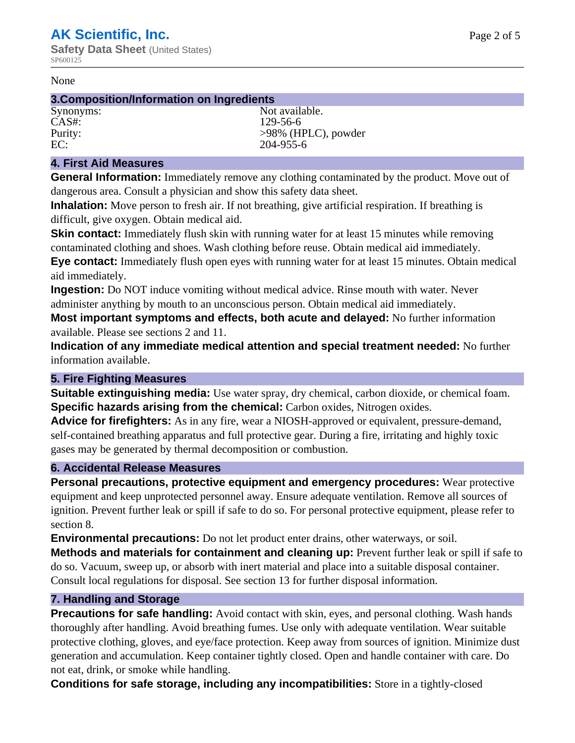None

## 3.Composition/Information on Ingredients

| | |
|---|---|
| Synonyms: | Not available. |
| CAS#: | 129-56-6 |
| Purity: | >98% (HPLC), powder |
| EC: | 204-955-6 |

## 4. First Aid Measures

**General Information:** Immediately remove any clothing contaminated by the product. Move out of dangerous area. Consult a physician and show this safety data sheet.

**Inhalation:** Move person to fresh air. If not breathing, give artificial respiration. If breathing is difficult, give oxygen. Obtain medical aid.

**Skin contact:** Immediately flush skin with running water for at least 15 minutes while removing contaminated clothing and shoes. Wash clothing before reuse. Obtain medical aid immediately.

**Eye contact:** Immediately flush open eyes with running water for at least 15 minutes. Obtain medical aid immediately.

**Ingestion:** Do NOT induce vomiting without medical advice. Rinse mouth with water. Never administer anything by mouth to an unconscious person. Obtain medical aid immediately.

**Most important symptoms and effects, both acute and delayed:** No further information available. Please see sections 2 and 11.

**Indication of any immediate medical attention and special treatment needed:** No further information available.

## 5. Fire Fighting Measures

**Suitable extinguishing media:** Use water spray, dry chemical, carbon dioxide, or chemical foam.

**Specific hazards arising from the chemical:** Carbon oxides, Nitrogen oxides.

**Advice for firefighters:** As in any fire, wear a NIOSH-approved or equivalent, pressure-demand, self-contained breathing apparatus and full protective gear. During a fire, irritating and highly toxic gases may be generated by thermal decomposition or combustion.

## 6. Accidental Release Measures

**Personal precautions, protective equipment and emergency procedures:** Wear protective equipment and keep unprotected personnel away. Ensure adequate ventilation. Remove all sources of ignition. Prevent further leak or spill if safe to do so. For personal protective equipment, please refer to section 8.

**Environmental precautions:** Do not let product enter drains, other waterways, or soil.

**Methods and materials for containment and cleaning up:** Prevent further leak or spill if safe to do so. Vacuum, sweep up, or absorb with inert material and place into a suitable disposal container. Consult local regulations for disposal. See section 13 for further disposal information.

## 7. Handling and Storage

**Precautions for safe handling:** Avoid contact with skin, eyes, and personal clothing. Wash hands thoroughly after handling. Avoid breathing fumes. Use only with adequate ventilation. Wear suitable protective clothing, gloves, and eye/face protection. Keep away from sources of ignition. Minimize dust generation and accumulation. Keep container tightly closed. Open and handle container with care. Do not eat, drink, or smoke while handling.

**Conditions for safe storage, including any incompatibilities:** Store in a tightly-closed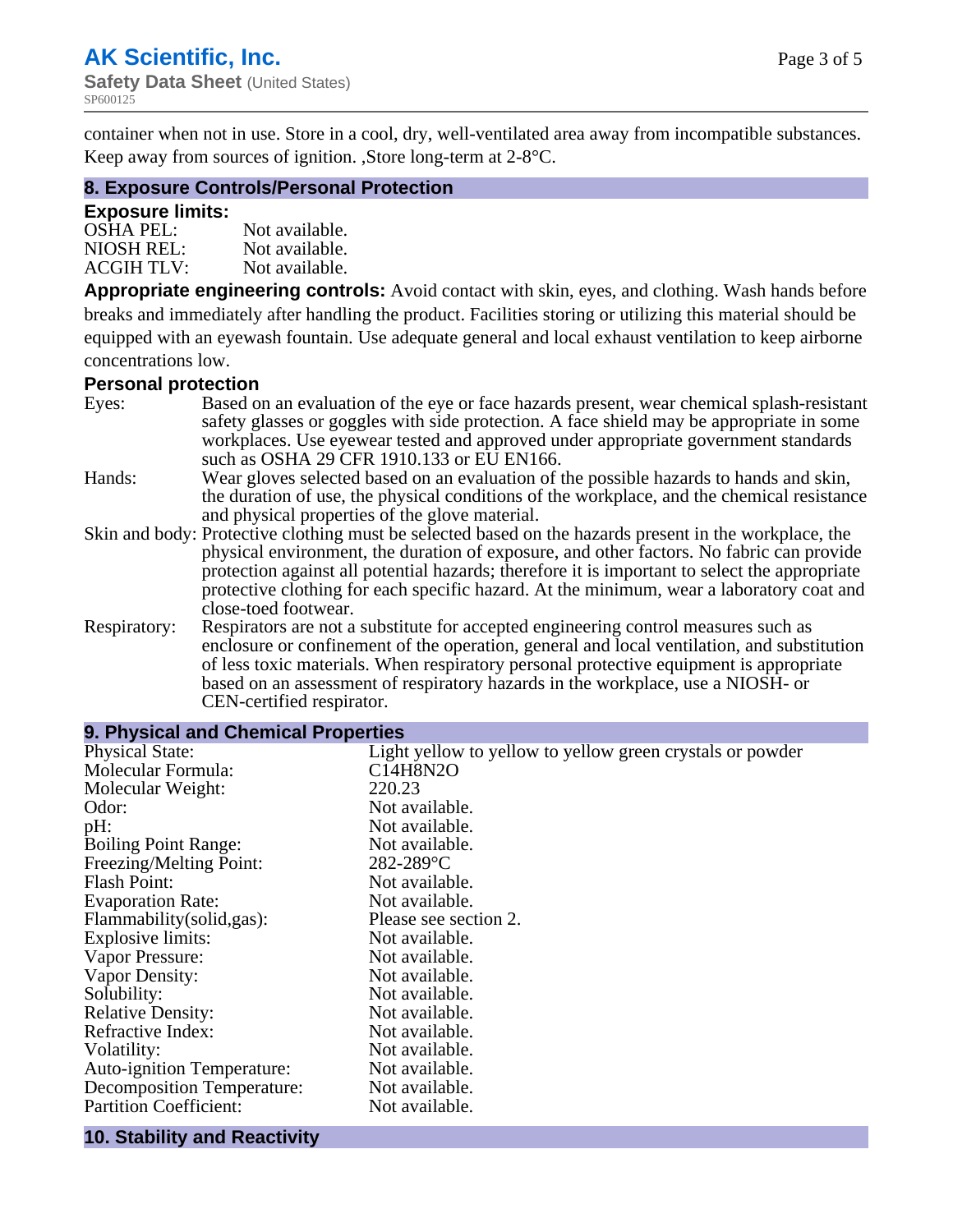container when not in use. Store in a cool, dry, well-ventilated area away from incompatible substances. Keep away from sources of ignition. ,Store long-term at 2-8°C.

## 8. Exposure Controls/Personal Protection

### Exposure limits:

| | |
|---|---|
| OSHA PEL: | Not available. |
| NIOSH REL: | Not available. |
| ACGIH TLV: | Not available. |

**Appropriate engineering controls:** Avoid contact with skin, eyes, and clothing. Wash hands before breaks and immediately after handling the product. Facilities storing or utilizing this material should be equipped with an eyewash fountain. Use adequate general and local exhaust ventilation to keep airborne concentrations low.

### Personal protection

| | |
|---|---|
| Eyes: | Based on an evaluation of the eye or face hazards present, wear chemical splash-resistant safety glasses or goggles with side protection. A face shield may be appropriate in some workplaces. Use eyewear tested and approved under appropriate government standards such as OSHA 29 CFR 1910.133 or EU EN166. |
| Hands: | Wear gloves selected based on an evaluation of the possible hazards to hands and skin, the duration of use, the physical conditions of the workplace, and the chemical resistance and physical properties of the glove material. |
| Skin and body: | Protective clothing must be selected based on the hazards present in the workplace, the physical environment, the duration of exposure, and other factors. No fabric can provide protection against all potential hazards; therefore it is important to select the appropriate protective clothing for each specific hazard. At the minimum, wear a laboratory coat and close-toed footwear. |
| Respiratory: | Respirators are not a substitute for accepted engineering control measures such as enclosure or confinement of the operation, general and local ventilation, and substitution of less toxic materials. When respiratory personal protective equipment is appropriate based on an assessment of respiratory hazards in the workplace, use a NIOSH- or CEN-certified respirator. |

## 9. Physical and Chemical Properties

| | |
|---|---|
| Physical State: | Light yellow to yellow to yellow green crystals or powder |
| Molecular Formula: | $C_{14}H_8N_2O$ |
| Molecular Weight: | 220.23 |
| Odor: | Not available. |
| pH: | Not available. |
| Boiling Point Range: | Not available. |
| Freezing/Melting Point: | 282-289°C |
| Flash Point: | Not available. |
| Evaporation Rate: | Not available. |
| Flammability(solid,gas): | Please see section 2. |
| Explosive limits: | Not available. |
| Vapor Pressure: | Not available. |
| Vapor Density: | Not available. |
| Solubility: | Not available. |
| Relative Density: | Not available. |
| Refractive Index: | Not available. |
| Volatility: | Not available. |
| Auto-ignition Temperature: | Not available. |
| Decomposition Temperature: | Not available. |
| Partition Coefficient: | Not available. |

## 10. Stability and Reactivity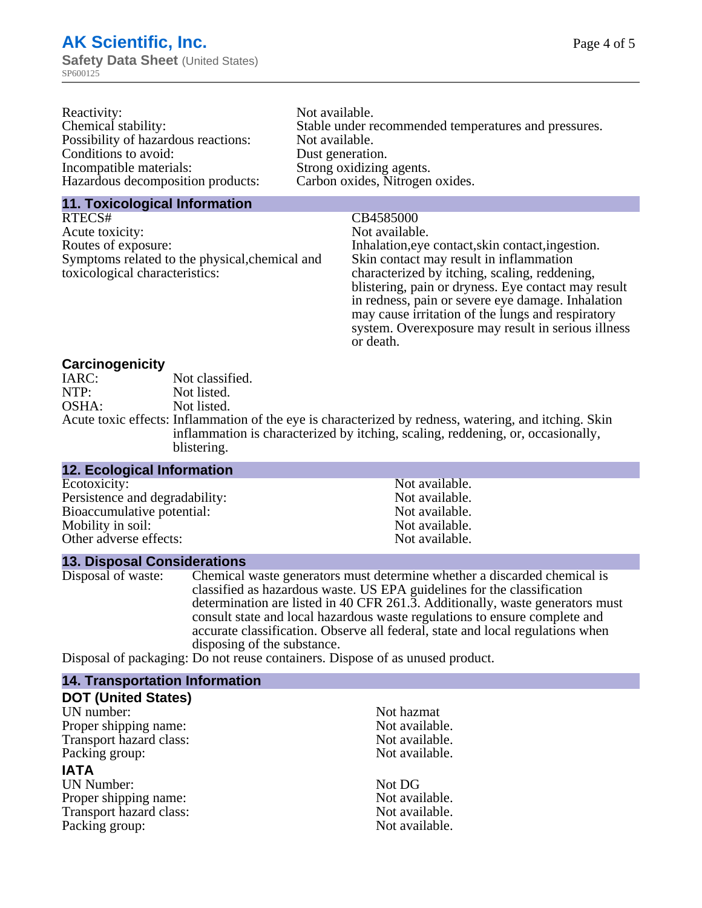| | |
|---|---|
| Reactivity: | Not available. |
| Chemical stability: | Stable under recommended temperatures and pressures. |
| Possibility of hazardous reactions: | Not available. |
| Conditions to avoid: | Dust generation. |
| Incompatible materials: | Strong oxidizing agents. |
| Hazardous decomposition products: | Carbon oxides, Nitrogen oxides. |

## 11. Toxicological Information

| | |
|---|---|
| RTECS# | CB4585000 |
| Acute toxicity: | Not available. |
| Routes of exposure: | Inhalation,eye contact,skin contact,ingestion. |
| Symptoms related to the physical,chemical and toxicological characteristics: | Skin contact may result in inflammation characterized by itching, scaling, reddening, blistering, pain or dryness. Eye contact may result in redness, pain or severe eye damage. Inhalation may cause irritation of the lungs and respiratory system. Overexposure may result in serious illness or death. |

### Carcinogenicity

| | |
|---|---|
| IARC: | Not classified. |
| NTP: | Not listed. |
| OSHA: | Not listed. |
| Acute toxic effects: | Inflammation of the eye is characterized by redness, watering, and itching. Skin inflammation is characterized by itching, scaling, reddening, or, occasionally, blistering. |

## 12. Ecological Information

| | |
|---|---|
| Ecotoxicity: | Not available. |
| Persistence and degradability: | Not available. |
| Bioaccumulative potential: | Not available. |
| Mobility in soil: | Not available. |
| Other adverse effects: | Not available. |

## 13. Disposal Considerations

| | |
|---|---|
| Disposal of waste: | Chemical waste generators must determine whether a discarded chemical is classified as hazardous waste. US EPA guidelines for the classification determination are listed in 40 CFR 261.3. Additionally, waste generators must consult state and local hazardous waste regulations to ensure complete and accurate classification. Observe all federal, state and local regulations when disposing of the substance. |
| Disposal of packaging: | Do not reuse containers. Dispose of as unused product. |

## 14. Transportation Information

### DOT (United States)

| | |
|---|---|
| UN number: | Not hazmat |
| Proper shipping name: | Not available. |
| Transport hazard class: | Not available. |
| Packing group: | Not available. |

### IATA

| | |
|---|---|
| UN Number: | Not DG |
| Proper shipping name: | Not available. |
| Transport hazard class: | Not available. |
| Packing group: | Not available. |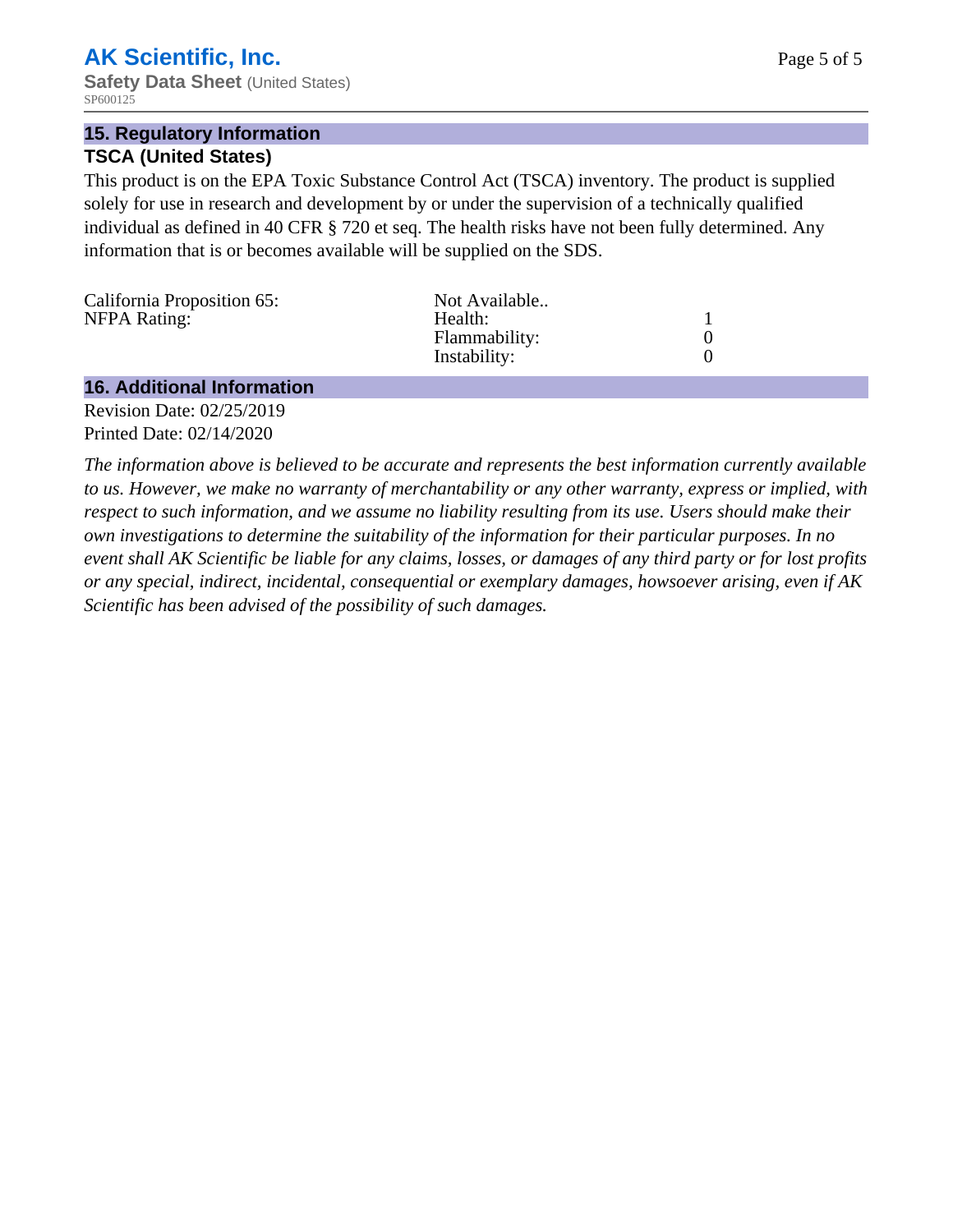## 15. Regulatory Information

### TSCA (United States)

This product is on the EPA Toxic Substance Control Act (TSCA) inventory. The product is supplied solely for use in research and development by or under the supervision of a technically qualified individual as defined in 40 CFR § 720 et seq. The health risks have not been fully determined. Any information that is or becomes available will be supplied on the SDS.

| | | |
|---|---|---|
| California Proposition 65: | Not Available.. | |
| NFPA Rating: | Health: | 1 |
| | Flammability: | 0 |
| | Instability: | 0 |

## 16. Additional Information

Revision Date: 02/25/2019
Printed Date: 02/14/2020

*The information above is believed to be accurate and represents the best information currently available to us. However, we make no warranty of merchantability or any other warranty, express or implied, with respect to such information, and we assume no liability resulting from its use. Users should make their own investigations to determine the suitability of the information for their particular purposes. In no event shall AK Scientific be liable for any claims, losses, or damages of any third party or for lost profits or any special, indirect, incidental, consequential or exemplary damages, howsoever arising, even if AK Scientific has been advised of the possibility of such damages.*